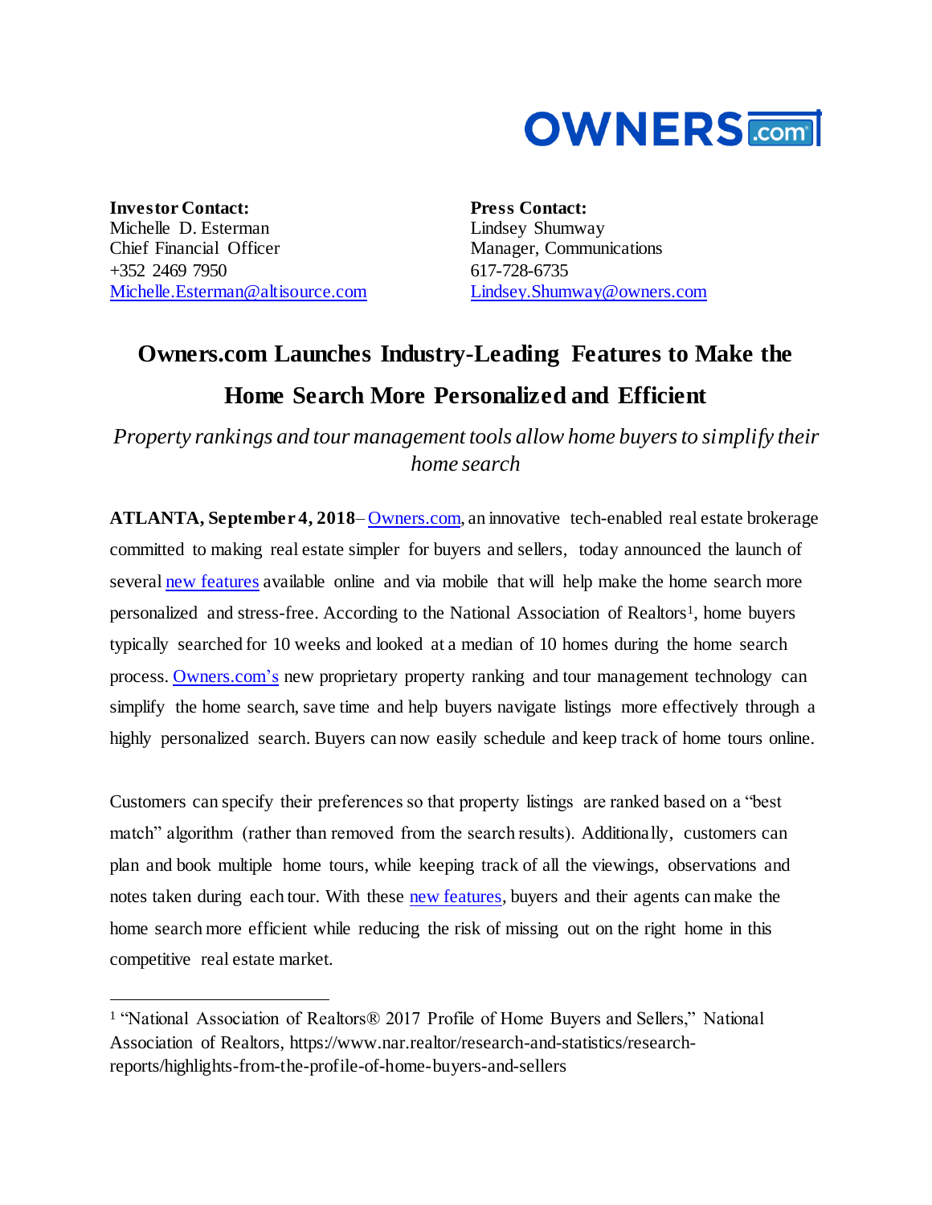OWNERS.com

**Investor Contact:**
Michelle D. Esterman
Chief Financial Officer
+352 2469 7950
Michelle.Esterman@altisource.com

**Press Contact:**
Lindsey Shumway
Manager, Communications
617-728-6735
Lindsey.Shumway@owners.com

# Owners.com Launches Industry-Leading Features to Make the Home Search More Personalized and Efficient

*Property rankings and tour management tools allow home buyers to simplify their home search*

**ATLANTA, September 4, 2018**– Owners.com, an innovative tech-enabled real estate brokerage committed to making real estate simpler for buyers and sellers, today announced the launch of several new features available online and via mobile that will help make the home search more personalized and stress-free. According to the National Association of Realtors[1], home buyers typically searched for 10 weeks and looked at a median of 10 homes during the home search process. Owners.com's new proprietary property ranking and tour management technology can simplify the home search, save time and help buyers navigate listings more effectively through a highly personalized search. Buyers can now easily schedule and keep track of home tours online.

Customers can specify their preferences so that property listings are ranked based on a "best match" algorithm (rather than removed from the search results). Additionally, customers can plan and book multiple home tours, while keeping track of all the viewings, observations and notes taken during each tour. With these new features, buyers and their agents can make the home search more efficient while reducing the risk of missing out on the right home in this competitive real estate market.

[1] "National Association of Realtors® 2017 Profile of Home Buyers and Sellers," National Association of Realtors, https://www.nar.realtor/research-and-statistics/research-reports/highlights-from-the-profile-of-home-buyers-and-sellers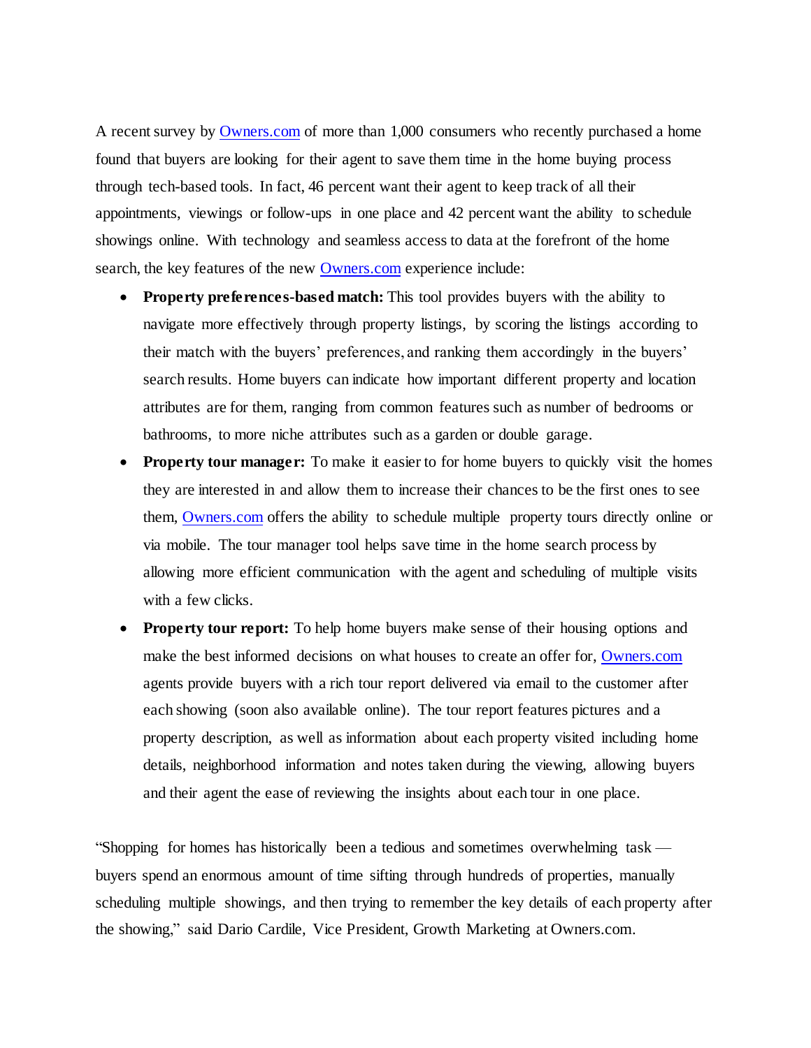A recent survey by Owners.com of more than 1,000 consumers who recently purchased a home found that buyers are looking for their agent to save them time in the home buying process through tech-based tools. In fact, 46 percent want their agent to keep track of all their appointments, viewings or follow-ups in one place and 42 percent want the ability to schedule showings online. With technology and seamless access to data at the forefront of the home search, the key features of the new Owners.com experience include:

- **Property preferences-based match:** This tool provides buyers with the ability to navigate more effectively through property listings, by scoring the listings according to their match with the buyers' preferences, and ranking them accordingly in the buyers' search results. Home buyers can indicate how important different property and location attributes are for them, ranging from common features such as number of bedrooms or bathrooms, to more niche attributes such as a garden or double garage.
- **Property tour manager:** To make it easier to for home buyers to quickly visit the homes they are interested in and allow them to increase their chances to be the first ones to see them, Owners.com offers the ability to schedule multiple property tours directly online or via mobile. The tour manager tool helps save time in the home search process by allowing more efficient communication with the agent and scheduling of multiple visits with a few clicks.
- **Property tour report:** To help home buyers make sense of their housing options and make the best informed decisions on what houses to create an offer for, Owners.com agents provide buyers with a rich tour report delivered via email to the customer after each showing (soon also available online). The tour report features pictures and a property description, as well as information about each property visited including home details, neighborhood information and notes taken during the viewing, allowing buyers and their agent the ease of reviewing the insights about each tour in one place.

"Shopping for homes has historically been a tedious and sometimes overwhelming task — buyers spend an enormous amount of time sifting through hundreds of properties, manually scheduling multiple showings, and then trying to remember the key details of each property after the showing," said Dario Cardile, Vice President, Growth Marketing at Owners.com.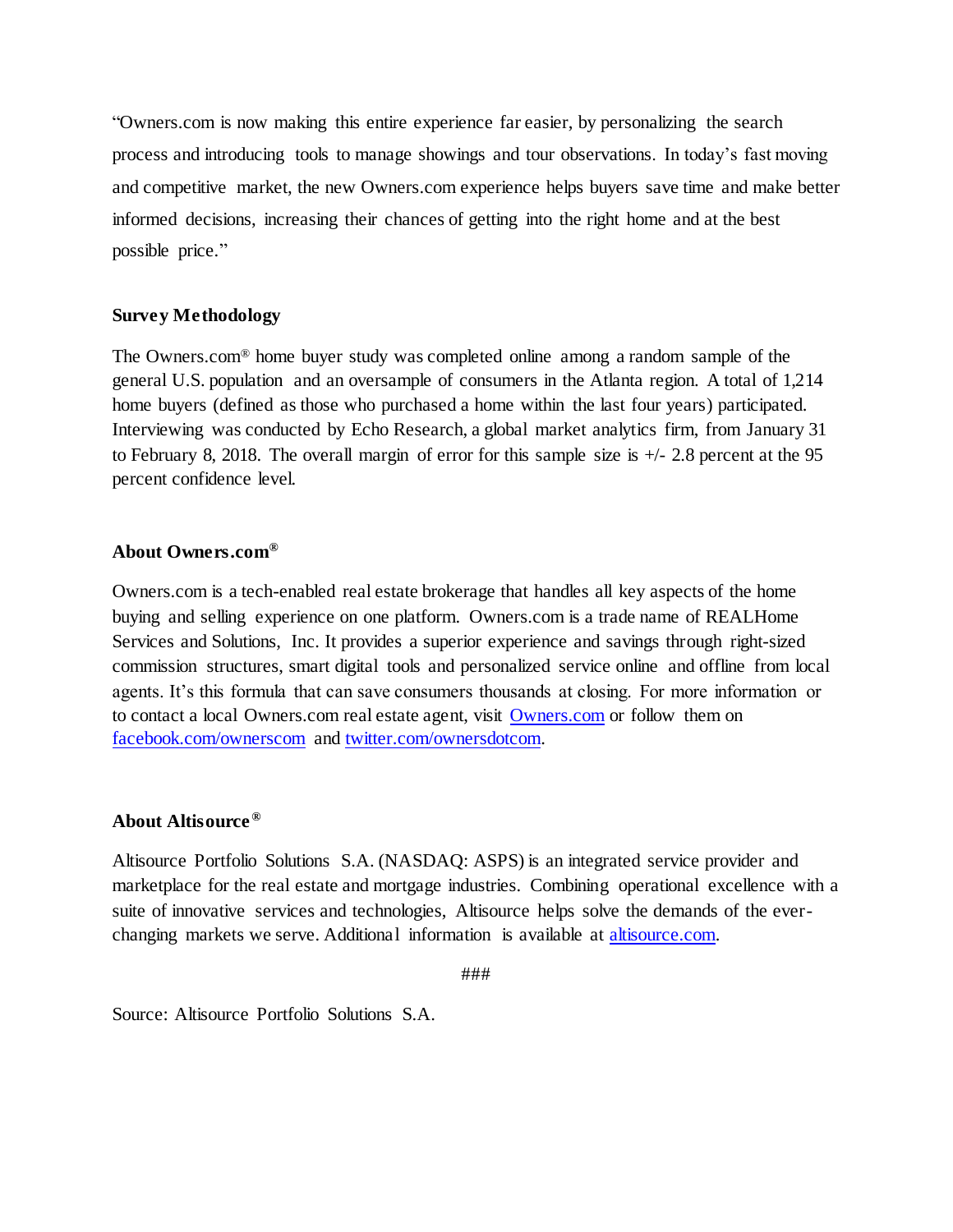"Owners.com is now making this entire experience far easier, by personalizing the search process and introducing tools to manage showings and tour observations. In today's fast moving and competitive market, the new Owners.com experience helps buyers save time and make better informed decisions, increasing their chances of getting into the right home and at the best possible price."

**Survey Methodology**

The Owners.com® home buyer study was completed online among a random sample of the general U.S. population and an oversample of consumers in the Atlanta region. A total of 1,214 home buyers (defined as those who purchased a home within the last four years) participated. Interviewing was conducted by Echo Research, a global market analytics firm, from January 31 to February 8, 2018. The overall margin of error for this sample size is +/- 2.8 percent at the 95 percent confidence level.

**About Owners.com®**

Owners.com is a tech-enabled real estate brokerage that handles all key aspects of the home buying and selling experience on one platform. Owners.com is a trade name of REALHome Services and Solutions, Inc. It provides a superior experience and savings through right-sized commission structures, smart digital tools and personalized service online and offline from local agents. It's this formula that can save consumers thousands at closing. For more information or to contact a local Owners.com real estate agent, visit Owners.com or follow them on facebook.com/ownerscom and twitter.com/ownersdotcom.

**About Altisource®**

Altisource Portfolio Solutions S.A. (NASDAQ: ASPS) is an integrated service provider and marketplace for the real estate and mortgage industries. Combining operational excellence with a suite of innovative services and technologies, Altisource helps solve the demands of the ever-changing markets we serve. Additional information is available at altisource.com.

###

Source: Altisource Portfolio Solutions S.A.